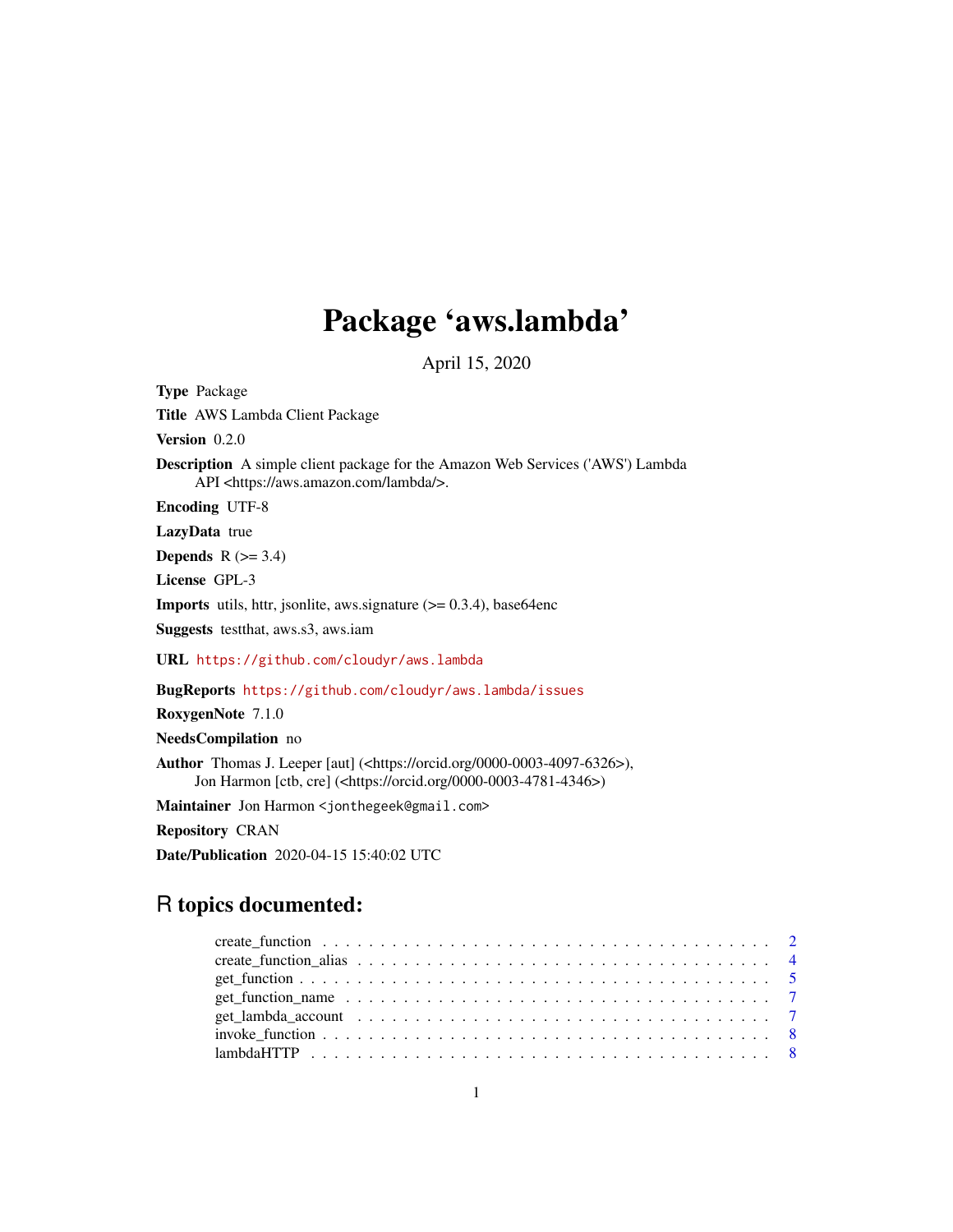# Package 'aws.lambda'

April 15, 2020

**Type** Package

**Title** AWS Lambda Client Package

**Version** 0.2.0

**Description** A simple client package for the Amazon Web Services ('AWS') Lambda API <https://aws.amazon.com/lambda/>.

**Encoding** UTF-8

**LazyData** true

**Depends** R (>= 3.4)

**License** GPL-3

**Imports** utils, httr, jsonlite, aws.signature (>= 0.3.4), base64enc

**Suggests** testthat, aws.s3, aws.iam

**URL** https://github.com/cloudyr/aws.lambda

**BugReports** https://github.com/cloudyr/aws.lambda/issues

**RoxygenNote** 7.1.0

**NeedsCompilation** no

**Author** Thomas J. Leeper [aut] (<https://orcid.org/0000-0003-4097-6326>), Jon Harmon [ctb, cre] (<https://orcid.org/0000-0003-4781-4346>)

**Maintainer** Jon Harmon <jonthegeek@gmail.com>

**Repository** CRAN

**Date/Publication** 2020-04-15 15:40:02 UTC

## R topics documented:

| | |
|---|---|
| create_function | 2 |
| create_function_alias | 4 |
| get_function | 5 |
| get_function_name | 7 |
| get_lambda_account | 7 |
| invoke_function | 8 |
| lambdaHTTP | 8 |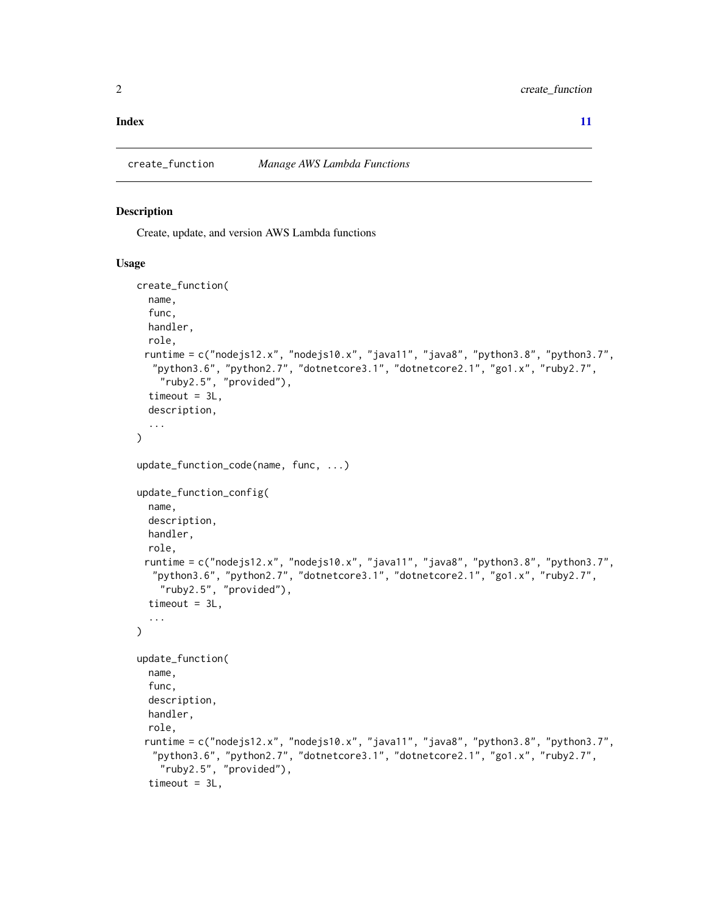**Index** 11

## create_function — *Manage AWS Lambda Functions*

### Description

Create, update, and version AWS Lambda functions

### Usage

```
create_function(
  name,
  func,
  handler,
  role,
 runtime = c("nodejs12.x", "nodejs10.x", "java11", "java8", "python3.8", "python3.7",
   "python3.6", "python2.7", "dotnetcore3.1", "dotnetcore2.1", "go1.x", "ruby2.7",
    "ruby2.5", "provided"),
  timeout = 3L,
  description,
  ...
)

update_function_code(name, func, ...)

update_function_config(
  name,
  description,
  handler,
  role,
 runtime = c("nodejs12.x", "nodejs10.x", "java11", "java8", "python3.8", "python3.7",
   "python3.6", "python2.7", "dotnetcore3.1", "dotnetcore2.1", "go1.x", "ruby2.7",
    "ruby2.5", "provided"),
  timeout = 3L,
  ...
)

update_function(
  name,
  func,
  description,
  handler,
  role,
 runtime = c("nodejs12.x", "nodejs10.x", "java11", "java8", "python3.8", "python3.7",
   "python3.6", "python2.7", "dotnetcore3.1", "dotnetcore2.1", "go1.x", "ruby2.7",
    "ruby2.5", "provided"),
  timeout = 3L,
```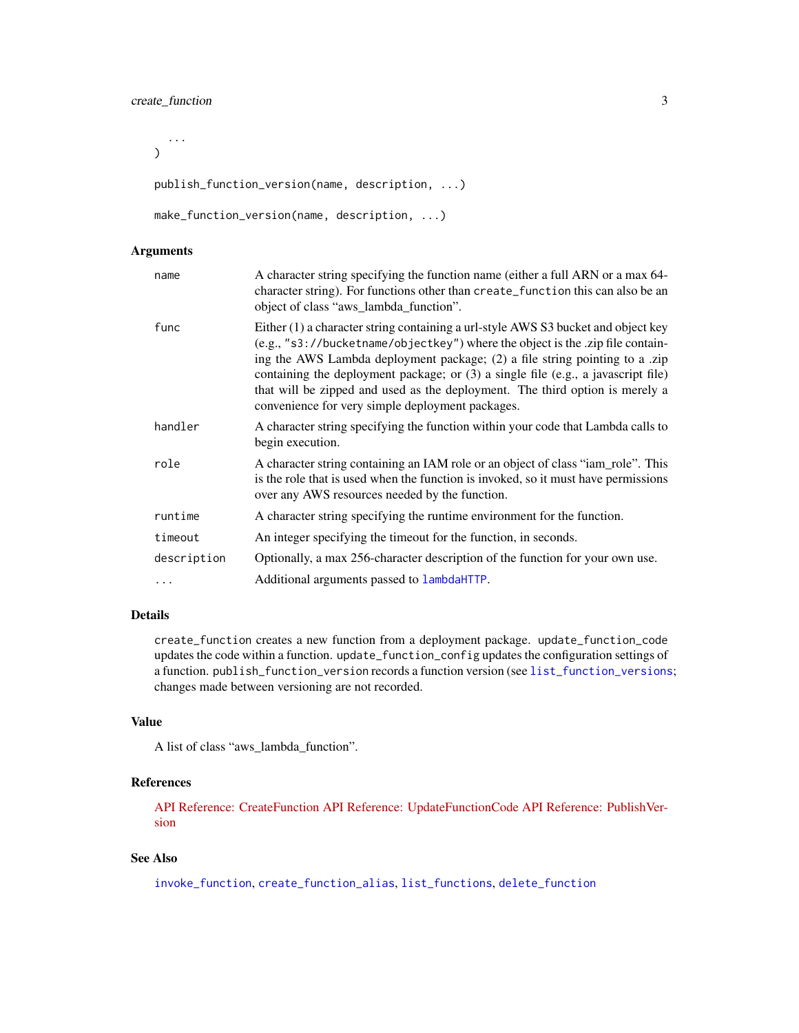```
  ...
)

publish_function_version(name, description, ...)

make_function_version(name, description, ...)
```

## Arguments

| | |
|---|---|
| `name` | A character string specifying the function name (either a full ARN or a max 64-character string). For functions other than `create_function` this can also be an object of class "aws_lambda_function". |
| `func` | Either (1) a character string containing a url-style AWS S3 bucket and object key (e.g., `"s3://bucketname/objectkey"`) where the object is the .zip file containing the AWS Lambda deployment package; (2) a file string pointing to a .zip containing the deployment package; or (3) a single file (e.g., a javascript file) that will be zipped and used as the deployment. The third option is merely a convenience for very simple deployment packages. |
| `handler` | A character string specifying the function within your code that Lambda calls to begin execution. |
| `role` | A character string containing an IAM role or an object of class "iam_role". This is the role that is used when the function is invoked, so it must have permissions over any AWS resources needed by the function. |
| `runtime` | A character string specifying the runtime environment for the function. |
| `timeout` | An integer specifying the timeout for the function, in seconds. |
| `description` | Optionally, a max 256-character description of the function for your own use. |
| `...` | Additional arguments passed to `lambdaHTTP`. |

## Details

`create_function` creates a new function from a deployment package. `update_function_code` updates the code within a function. `update_function_config` updates the configuration settings of a function. `publish_function_version` records a function version (see `list_function_versions`; changes made between versioning are not recorded.

## Value

A list of class "aws_lambda_function".

## References

API Reference: CreateFunction API Reference: UpdateFunctionCode API Reference: PublishVersion

## See Also

`invoke_function`, `create_function_alias`, `list_functions`, `delete_function`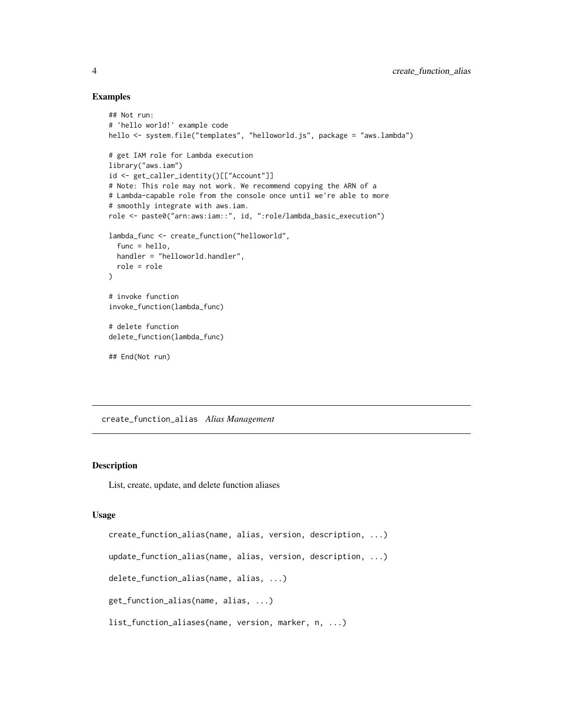## Examples

```
## Not run:
# 'hello world!' example code
hello <- system.file("templates", "helloworld.js", package = "aws.lambda")

# get IAM role for Lambda execution
library("aws.iam")
id <- get_caller_identity()[["Account"]]
# Note: This role may not work. We recommend copying the ARN of a
# Lambda-capable role from the console once until we're able to more
# smoothly integrate with aws.iam.
role <- paste0("arn:aws:iam::", id, ":role/lambda_basic_execution")

lambda_func <- create_function("helloworld",
  func = hello,
  handler = "helloworld.handler",
  role = role
)

# invoke function
invoke_function(lambda_func)

# delete function
delete_function(lambda_func)

## End(Not run)
```

---

# create_function_alias *Alias Management*

---

## Description

List, create, update, and delete function aliases

## Usage

```
create_function_alias(name, alias, version, description, ...)

update_function_alias(name, alias, version, description, ...)

delete_function_alias(name, alias, ...)

get_function_alias(name, alias, ...)

list_function_aliases(name, version, marker, n, ...)
```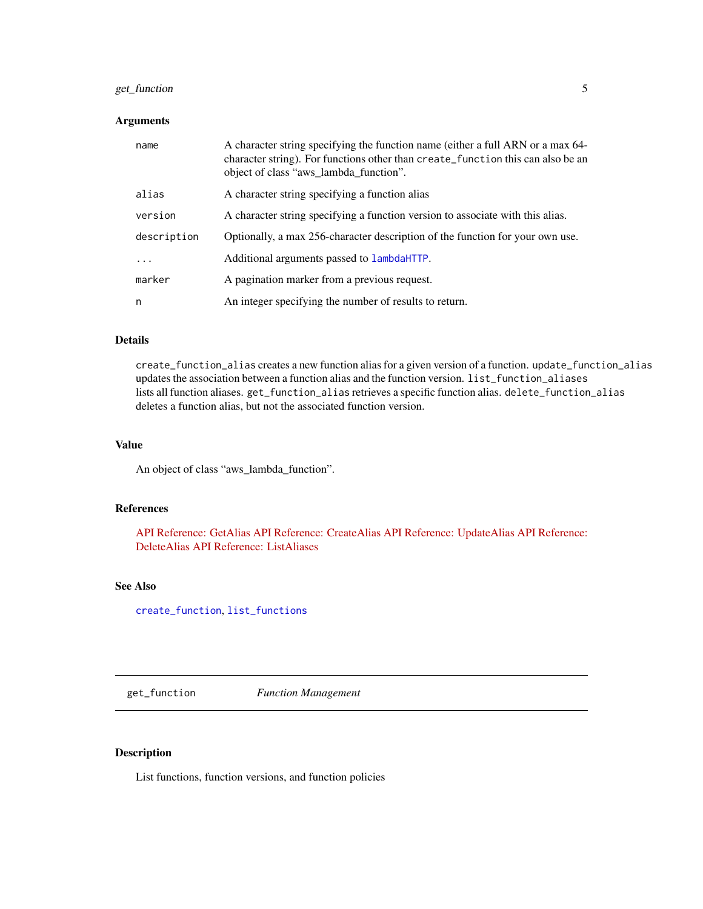### Arguments

| | |
|---|---|
| `name` | A character string specifying the function name (either a full ARN or a max 64-character string). For functions other than `create_function` this can also be an object of class "aws_lambda_function". |
| `alias` | A character string specifying a function alias |
| `version` | A character string specifying a function version to associate with this alias. |
| `description` | Optionally, a max 256-character description of the function for your own use. |
| `...` | Additional arguments passed to `lambdaHTTP`. |
| `marker` | A pagination marker from a previous request. |
| `n` | An integer specifying the number of results to return. |

### Details

`create_function_alias` creates a new function alias for a given version of a function. `update_function_alias` updates the association between a function alias and the function version. `list_function_aliases` lists all function aliases. `get_function_alias` retrieves a specific function alias. `delete_function_alias` deletes a function alias, but not the associated function version.

### Value

An object of class "aws_lambda_function".

### References

API Reference: GetAlias API Reference: CreateAlias API Reference: UpdateAlias API Reference: DeleteAlias API Reference: ListAliases

### See Also

`create_function`, `list_functions`

---

## get_function — *Function Management*

---

### Description

List functions, function versions, and function policies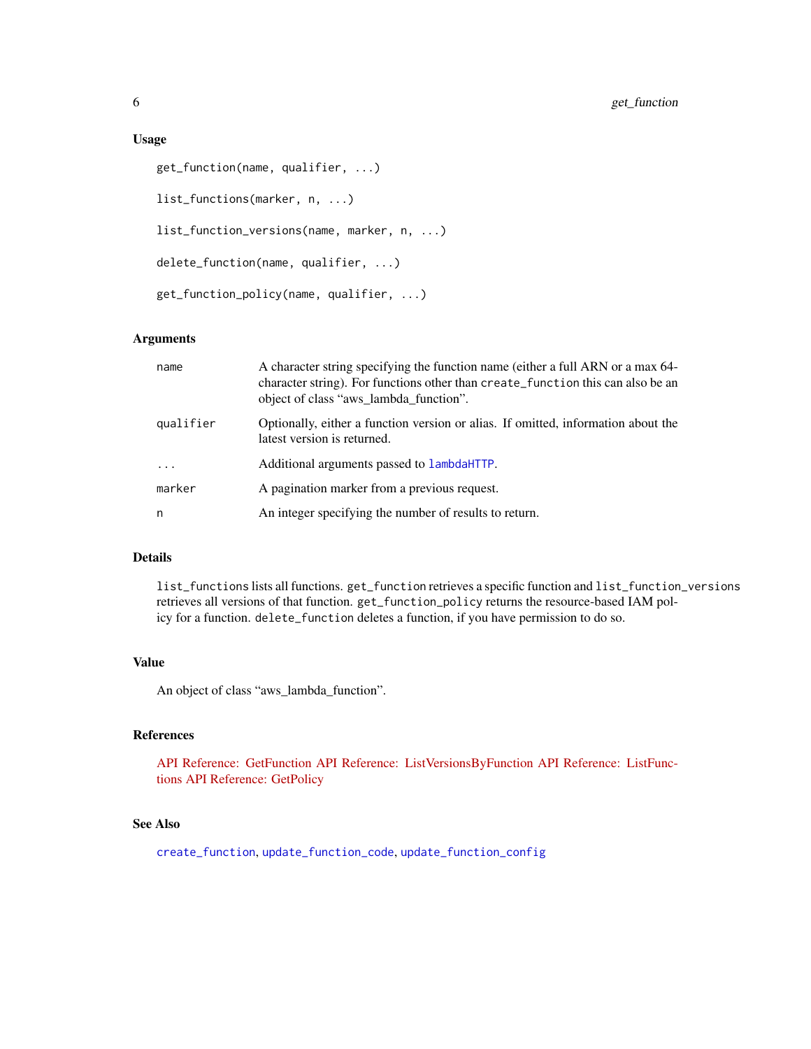## Usage

```
get_function(name, qualifier, ...)

list_functions(marker, n, ...)

list_function_versions(name, marker, n, ...)

delete_function(name, qualifier, ...)

get_function_policy(name, qualifier, ...)
```

## Arguments

| | |
|---|---|
| `name` | A character string specifying the function name (either a full ARN or a max 64-character string). For functions other than `create_function` this can also be an object of class "aws_lambda_function". |
| `qualifier` | Optionally, either a function version or alias. If omitted, information about the latest version is returned. |
| `...` | Additional arguments passed to `lambdaHTTP`. |
| `marker` | A pagination marker from a previous request. |
| `n` | An integer specifying the number of results to return. |

## Details

`list_functions` lists all functions. `get_function` retrieves a specific function and `list_function_versions` retrieves all versions of that function. `get_function_policy` returns the resource-based IAM policy for a function. `delete_function` deletes a function, if you have permission to do so.

## Value

An object of class "aws_lambda_function".

## References

API Reference: GetFunction API Reference: ListVersionsByFunction API Reference: ListFunctions API Reference: GetPolicy

## See Also

`create_function`, `update_function_code`, `update_function_config`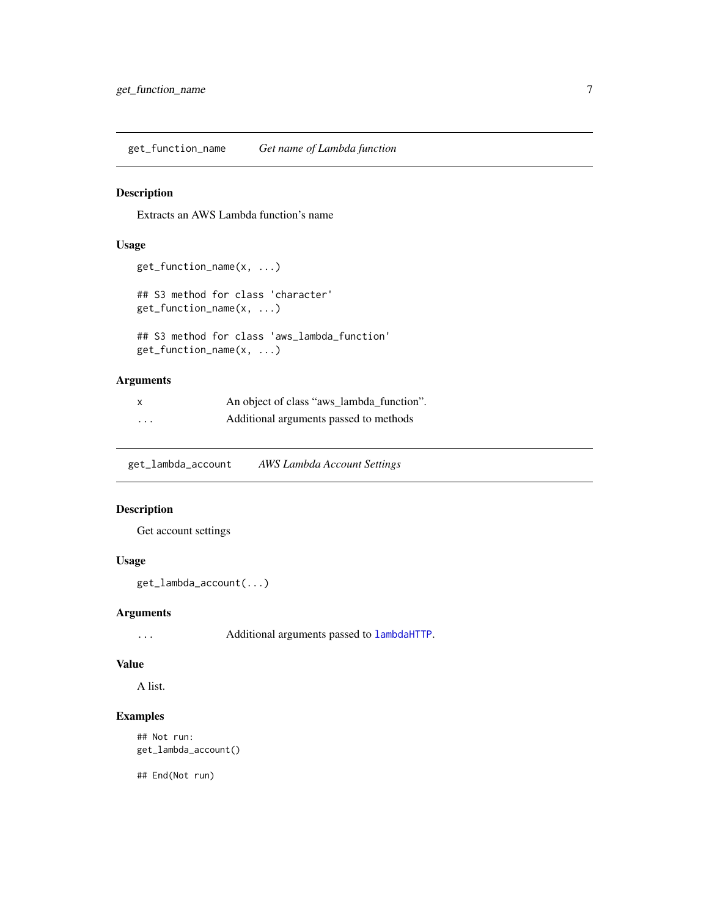## get_function_name — *Get name of Lambda function*

### Description

Extracts an AWS Lambda function's name

### Usage

```
get_function_name(x, ...)

## S3 method for class 'character'
get_function_name(x, ...)

## S3 method for class 'aws_lambda_function'
get_function_name(x, ...)
```

### Arguments

| | |
|---|---|
| `x` | An object of class "aws_lambda_function". |
| `...` | Additional arguments passed to methods |

## get_lambda_account — *AWS Lambda Account Settings*

### Description

Get account settings

### Usage

```
get_lambda_account(...)
```

### Arguments

| | |
|---|---|
| `...` | Additional arguments passed to `lambdaHTTP`. |

### Value

A list.

### Examples

```
## Not run:
get_lambda_account()

## End(Not run)
```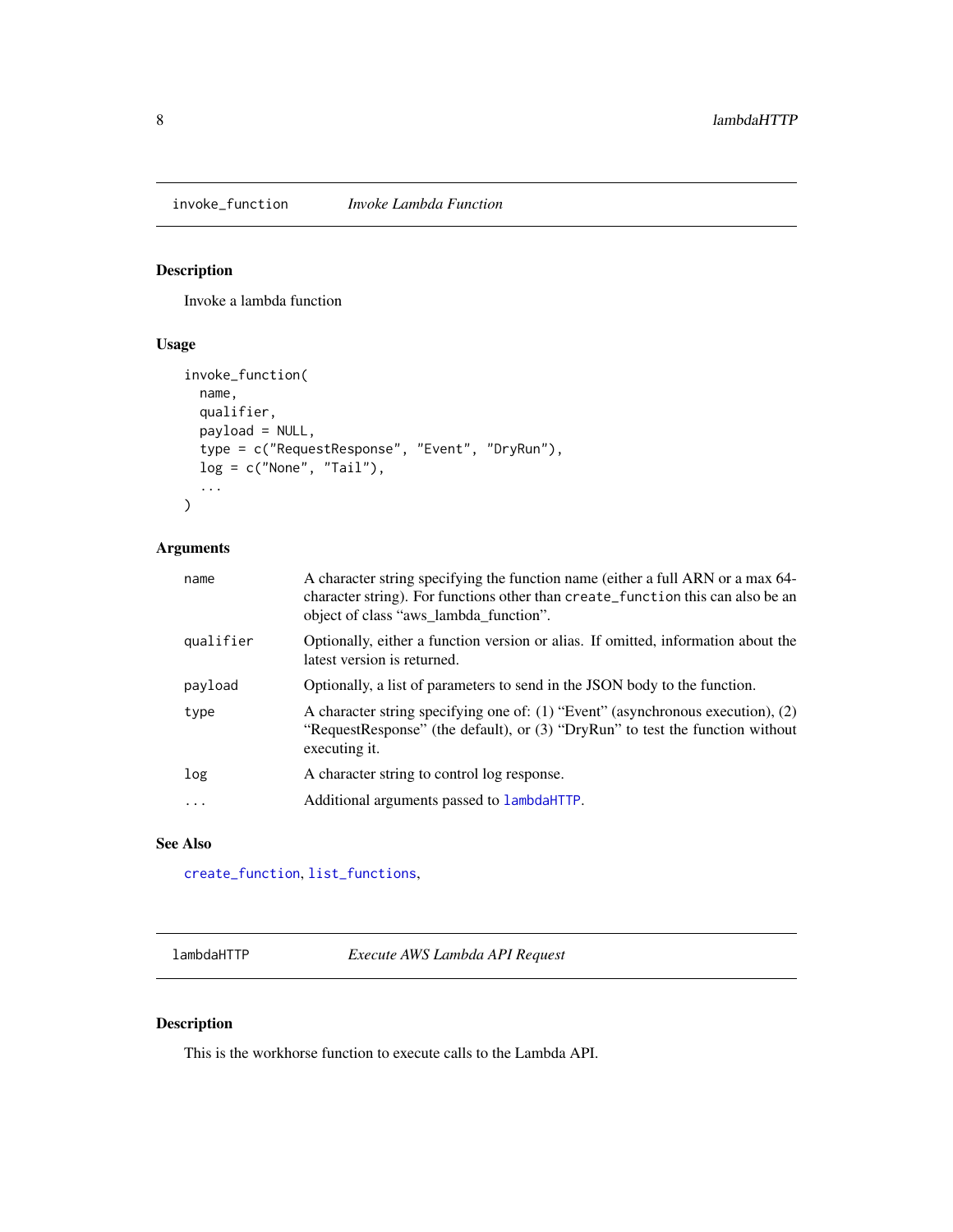## invoke_function — *Invoke Lambda Function*

### Description

Invoke a lambda function

### Usage

```
invoke_function(
  name,
  qualifier,
  payload = NULL,
  type = c("RequestResponse", "Event", "DryRun"),
  log = c("None", "Tail"),
  ...
)
```

### Arguments

| | |
|---|---|
| `name` | A character string specifying the function name (either a full ARN or a max 64-character string). For functions other than `create_function` this can also be an object of class "aws_lambda_function". |
| `qualifier` | Optionally, either a function version or alias. If omitted, information about the latest version is returned. |
| `payload` | Optionally, a list of parameters to send in the JSON body to the function. |
| `type` | A character string specifying one of: (1) "Event" (asynchronous execution), (2) "RequestResponse" (the default), or (3) "DryRun" to test the function without executing it. |
| `log` | A character string to control log response. |
| `...` | Additional arguments passed to `lambdaHTTP`. |

### See Also

`create_function`, `list_functions`,

## lambdaHTTP — *Execute AWS Lambda API Request*

### Description

This is the workhorse function to execute calls to the Lambda API.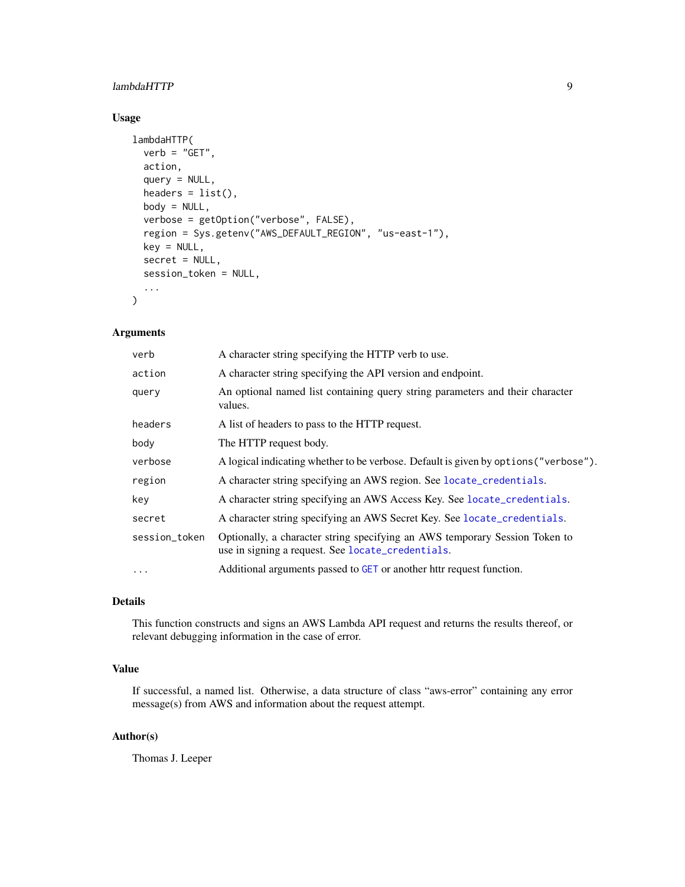## Usage

```
lambdaHTTP(
  verb = "GET",
  action,
  query = NULL,
  headers = list(),
  body = NULL,
  verbose = getOption("verbose", FALSE),
  region = Sys.getenv("AWS_DEFAULT_REGION", "us-east-1"),
  key = NULL,
  secret = NULL,
  session_token = NULL,
  ...
)
```

## Arguments

| | |
|---|---|
| `verb` | A character string specifying the HTTP verb to use. |
| `action` | A character string specifying the API version and endpoint. |
| `query` | An optional named list containing query string parameters and their character values. |
| `headers` | A list of headers to pass to the HTTP request. |
| `body` | The HTTP request body. |
| `verbose` | A logical indicating whether to be verbose. Default is given by `options("verbose")`. |
| `region` | A character string specifying an AWS region. See `locate_credentials`. |
| `key` | A character string specifying an AWS Access Key. See `locate_credentials`. |
| `secret` | A character string specifying an AWS Secret Key. See `locate_credentials`. |
| `session_token` | Optionally, a character string specifying an AWS temporary Session Token to use in signing a request. See `locate_credentials`. |
| `...` | Additional arguments passed to `GET` or another httr request function. |

## Details

This function constructs and signs an AWS Lambda API request and returns the results thereof, or relevant debugging information in the case of error.

## Value

If successful, a named list. Otherwise, a data structure of class "aws-error" containing any error message(s) from AWS and information about the request attempt.

## Author(s)

Thomas J. Leeper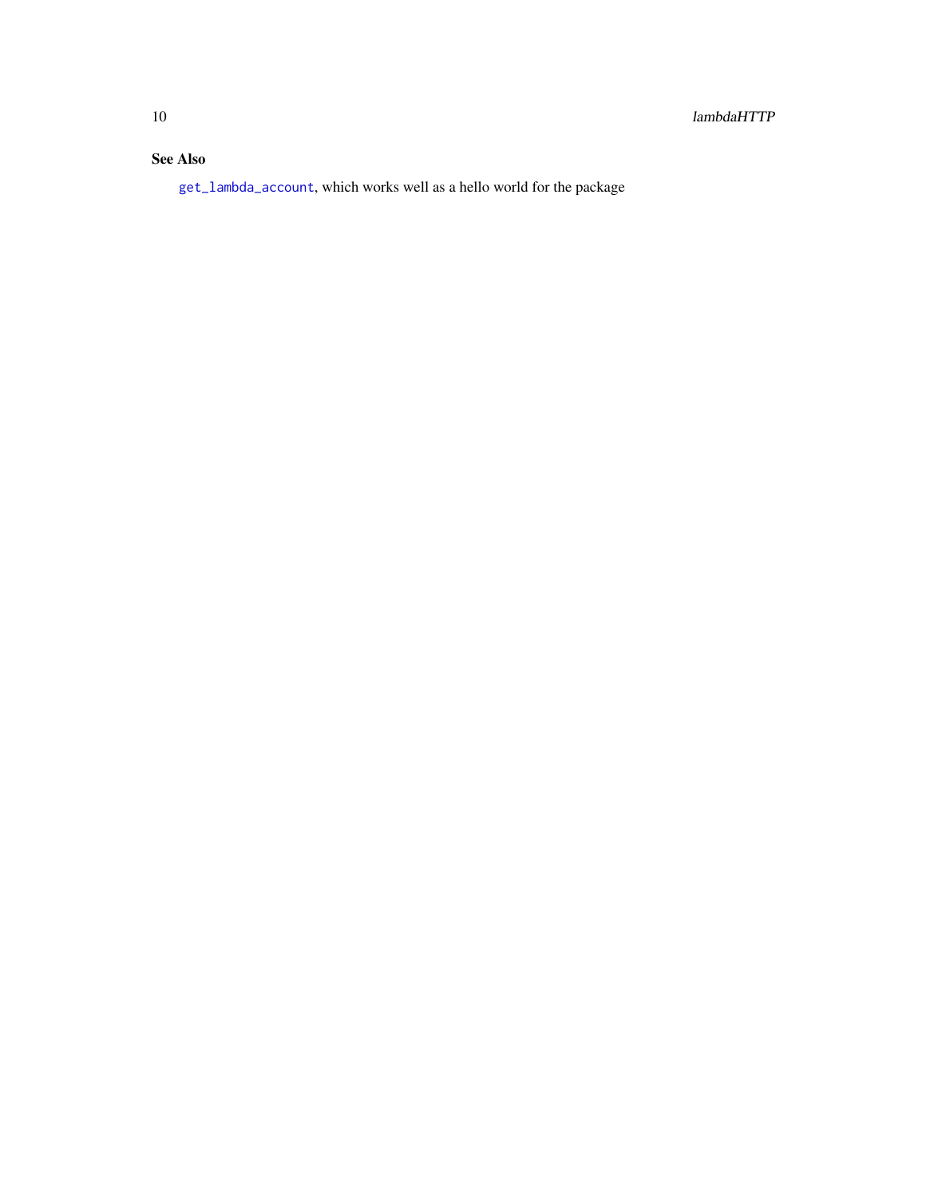### See Also

`get_lambda_account`, which works well as a hello world for the package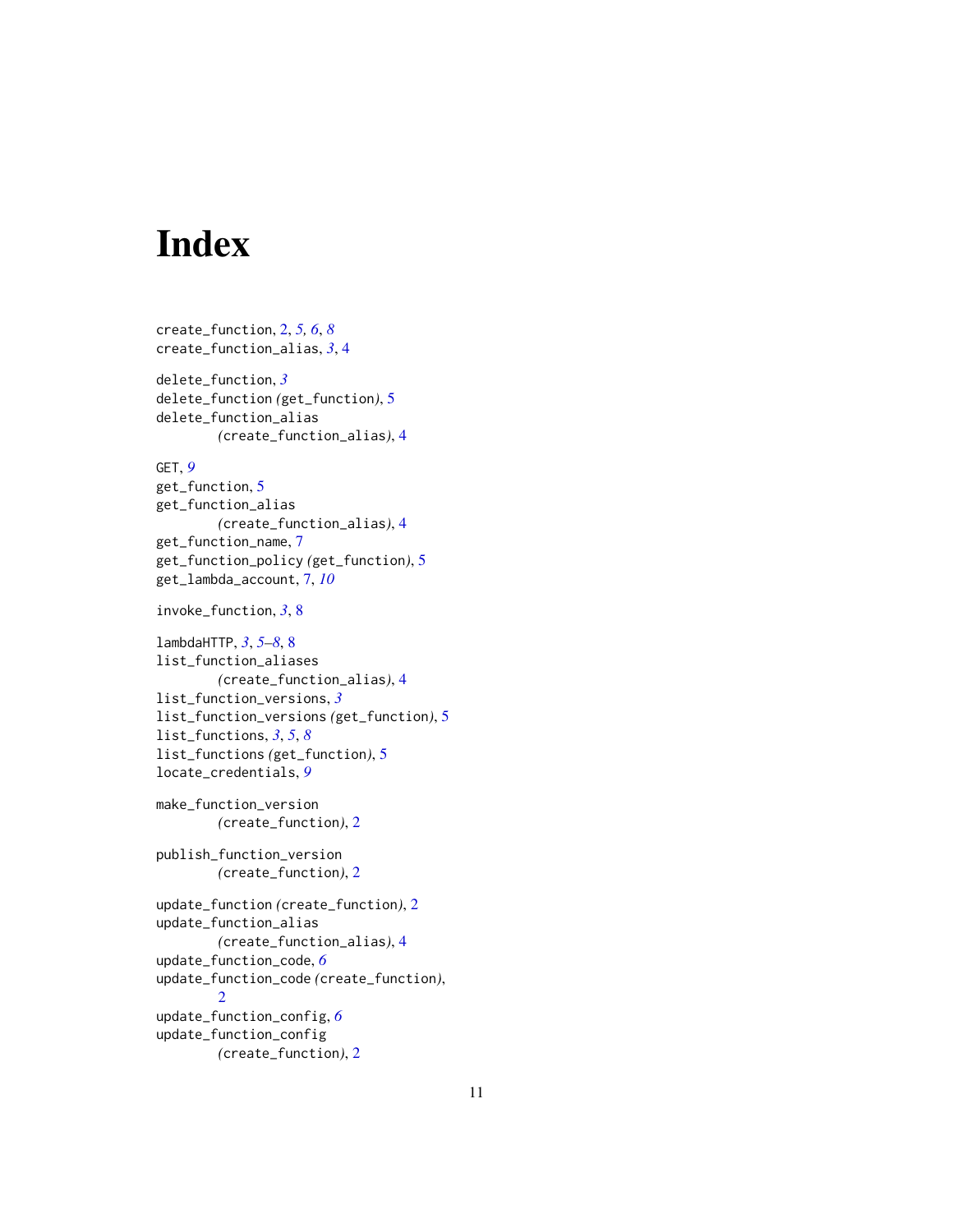# Index

create_function, 2, *5, 6*, *8*
create_function_alias, *3*, 4

delete_function, *3*
delete_function *(*get_function*)*, 5
delete_function_alias *(*create_function_alias*)*, 4

GET, *9*
get_function, 5
get_function_alias *(*create_function_alias*)*, 4
get_function_name, 7
get_function_policy *(*get_function*)*, 5
get_lambda_account, 7, *10*

invoke_function, *3*, 8

lambdaHTTP, *3*, *5–8*, 8
list_function_aliases *(*create_function_alias*)*, 4
list_function_versions, *3*
list_function_versions *(*get_function*)*, 5
list_functions, *3*, *5*, *8*
list_functions *(*get_function*)*, 5
locate_credentials, *9*

make_function_version *(*create_function*)*, 2

publish_function_version *(*create_function*)*, 2

update_function *(*create_function*)*, 2
update_function_alias *(*create_function_alias*)*, 4
update_function_code, *6*
update_function_code *(*create_function*)*, 2
update_function_config, *6*
update_function_config *(*create_function*)*, 2